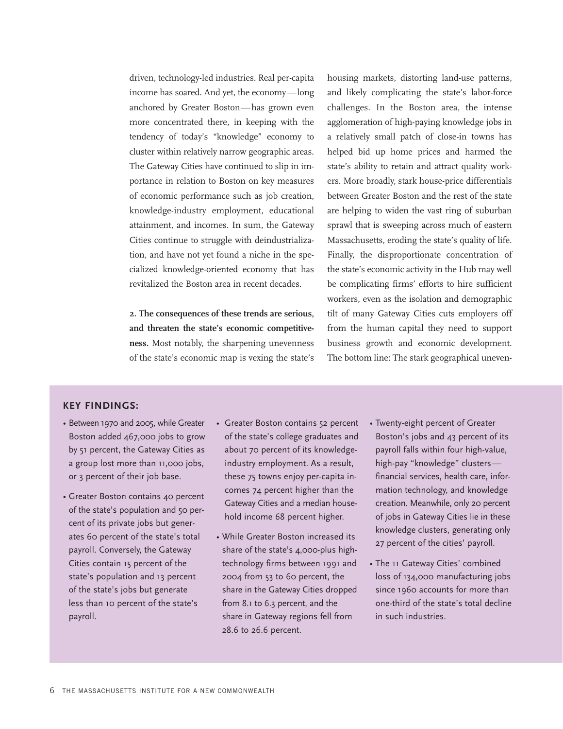driven, technology-led industries. Real per-capita income has soared. And yet, the economy—long anchored by Greater Boston—has grown even more concentrated there, in keeping with the tendency of today's "knowledge" economy to cluster within relatively narrow geographic areas. The Gateway Cities have continued to slip in importance in relation to Boston on key measures of economic performance such as job creation, knowledge-industry employment, educational attainment, and incomes. In sum, the Gateway Cities continue to struggle with deindustrialization, and have not yet found a niche in the specialized knowledge-oriented economy that has revitalized the Boston area in recent decades.

**2. The consequences of these trends are serious, and threaten the state's economic competitiveness.** Most notably, the sharpening unevenness of the state's economic map is vexing the state's housing markets, distorting land-use patterns, and likely complicating the state's labor-force challenges. In the Boston area, the intense agglomeration of high-paying knowledge jobs in a relatively small patch of close-in towns has helped bid up home prices and harmed the state's ability to retain and attract quality workers. More broadly, stark house-price differentials between Greater Boston and the rest of the state are helping to widen the vast ring of suburban sprawl that is sweeping across much of eastern Massachusetts, eroding the state's quality of life. Finally, the disproportionate concentration of the state's economic activity in the Hub may well be complicating firms' efforts to hire sufficient workers, even as the isolation and demographic tilt of many Gateway Cities cuts employers off from the human capital they need to support business growth and economic development. The bottom line: The stark geographical uneven-

### KEY FINDINGS:

- Between 1970 and 2005, while Greater Boston added 467,000 jobs to grow by 51 percent, the Gateway Cities as a group lost more than 11,000 jobs, or 3 percent of their job base.
- Greater Boston contains 40 percent of the state's population and 50 percent of its private jobs but generates 60 percent of the state's total payroll. Conversely, the Gateway Cities contain 15 percent of the state's population and 13 percent of the state's jobs but generate less than 10 percent of the state's payroll.
- Greater Boston contains 52 percent of the state's college graduates and about 70 percent of its knowledge-industry employment. As a result, these 75 towns enjoy per-capita incomes 74 percent higher than the Gateway Cities and a median household income 68 percent higher.
- While Greater Boston increased its share of the state's 4,000-plus high-technology firms between 1991 and 2004 from 53 to 60 percent, the share in the Gateway Cities dropped from 8.1 to 6.3 percent, and the share in Gateway regions fell from 28.6 to 26.6 percent.
- Twenty-eight percent of Greater Boston's jobs and 43 percent of its payroll falls within four high-value, high-pay "knowledge" clusters—financial services, health care, information technology, and knowledge creation. Meanwhile, only 20 percent of jobs in Gateway Cities lie in these knowledge clusters, generating only 27 percent of the cities' payroll.
- The 11 Gateway Cities' combined loss of 134,000 manufacturing jobs since 1960 accounts for more than one-third of the state's total decline in such industries.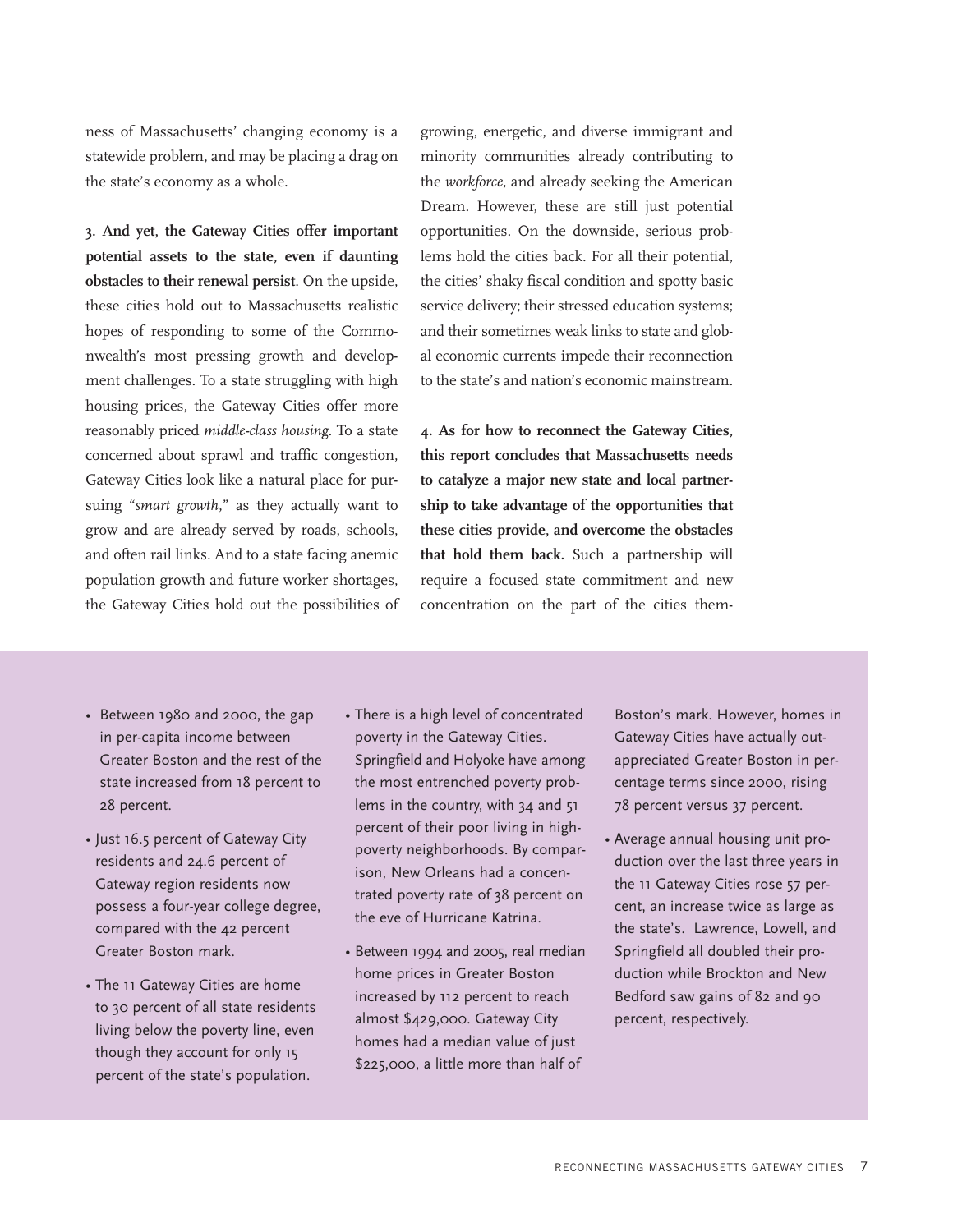ness of Massachusetts' changing economy is a statewide problem, and may be placing a drag on the state's economy as a whole.

**3. And yet, the Gateway Cities offer important potential assets to the state, even if daunting obstacles to their renewal persist**. On the upside, these cities hold out to Massachusetts realistic hopes of responding to some of the Commonwealth's most pressing growth and development challenges. To a state struggling with high housing prices, the Gateway Cities offer more reasonably priced *middle-class housing*. To a state concerned about sprawl and traffic congestion, Gateway Cities look like a natural place for pursuing *"smart growth,"* as they actually want to grow and are already served by roads, schools, and often rail links. And to a state facing anemic population growth and future worker shortages, the Gateway Cities hold out the possibilities of growing, energetic, and diverse immigrant and minority communities already contributing to the *workforce*, and already seeking the American Dream. However, these are still just potential opportunities. On the downside, serious problems hold the cities back. For all their potential, the cities' shaky fiscal condition and spotty basic service delivery; their stressed education systems; and their sometimes weak links to state and global economic currents impede their reconnection to the state's and nation's economic mainstream.

**4. As for how to reconnect the Gateway Cities, this report concludes that Massachusetts needs to catalyze a major new state and local partnership to take advantage of the opportunities that these cities provide, and overcome the obstacles that hold them back.** Such a partnership will require a focused state commitment and new concentration on the part of the cities them-

- Between 1980 and 2000, the gap in per-capita income between Greater Boston and the rest of the state increased from 18 percent to 28 percent.
- Just 16.5 percent of Gateway City residents and 24.6 percent of Gateway region residents now possess a four-year college degree, compared with the 42 percent Greater Boston mark.
- The 11 Gateway Cities are home to 30 percent of all state residents living below the poverty line, even though they account for only 15 percent of the state's population.
- There is a high level of concentrated poverty in the Gateway Cities. Springfield and Holyoke have among the most entrenched poverty problems in the country, with 34 and 51 percent of their poor living in high-poverty neighborhoods. By comparison, New Orleans had a concentrated poverty rate of 38 percent on the eve of Hurricane Katrina.
- Between 1994 and 2005, real median home prices in Greater Boston increased by 112 percent to reach almost $429,000. Gateway City homes had a median value of just $225,000, a little more than half of Boston's mark. However, homes in Gateway Cities have actually out-appreciated Greater Boston in percentage terms since 2000, rising 78 percent versus 37 percent.
- Average annual housing unit production over the last three years in the 11 Gateway Cities rose 57 percent, an increase twice as large as the state's. Lawrence, Lowell, and Springfield all doubled their production while Brockton and New Bedford saw gains of 82 and 90 percent, respectively.